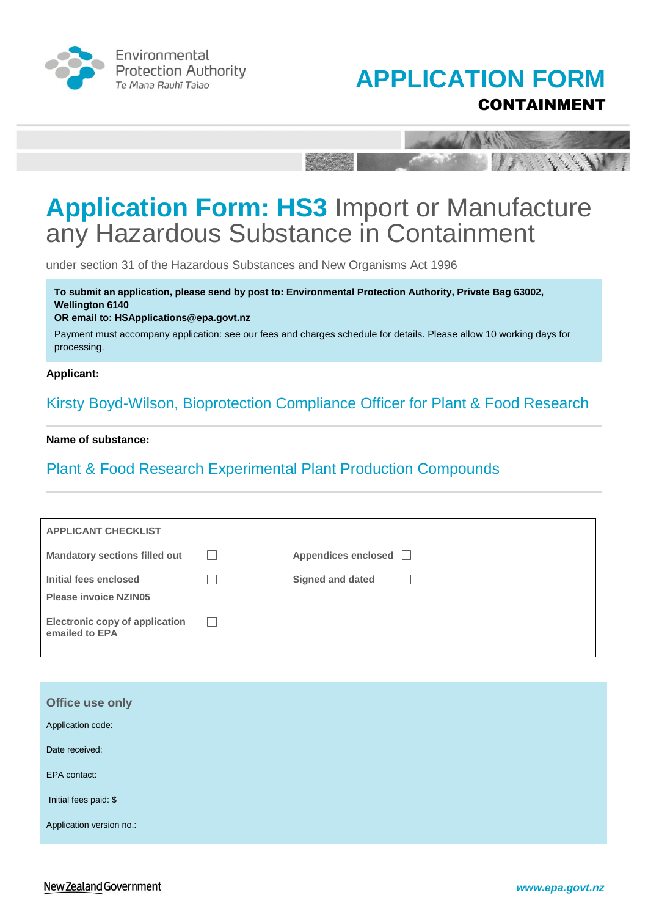Environmental Protection Authority
Te Mana Rauhī Taiao

# APPLICATION FORM
## CONTAINMENT

# Application Form: HS3 Import or Manufacture any Hazardous Substance in Containment

under section 31 of the Hazardous Substances and New Organisms Act 1996

**To submit an application, please send by post to: Environmental Protection Authority, Private Bag 63002, Wellington 6140**
**OR email to: HSApplications@epa.govt.nz**

Payment must accompany application: see our fees and charges schedule for details. Please allow 10 working days for processing.

**Applicant:**

Kirsty Boyd-Wilson, Bioprotection Compliance Officer for Plant & Food Research

**Name of substance:**

Plant & Food Research Experimental Plant Production Compounds

| APPLICANT CHECKLIST | | | |
|---|---|---|---|
| Mandatory sections filled out | ☐ | Appendices enclosed | ☐ |
| Initial fees enclosed<br>Please invoice NZIN05 | ☐ | Signed and dated | ☐ |
| Electronic copy of application emailed to EPA | ☐ | | |

**Office use only**

Application code:

Date received:

EPA contact:

Initial fees paid: $

Application version no.:

New Zealand Government

www.epa.govt.nz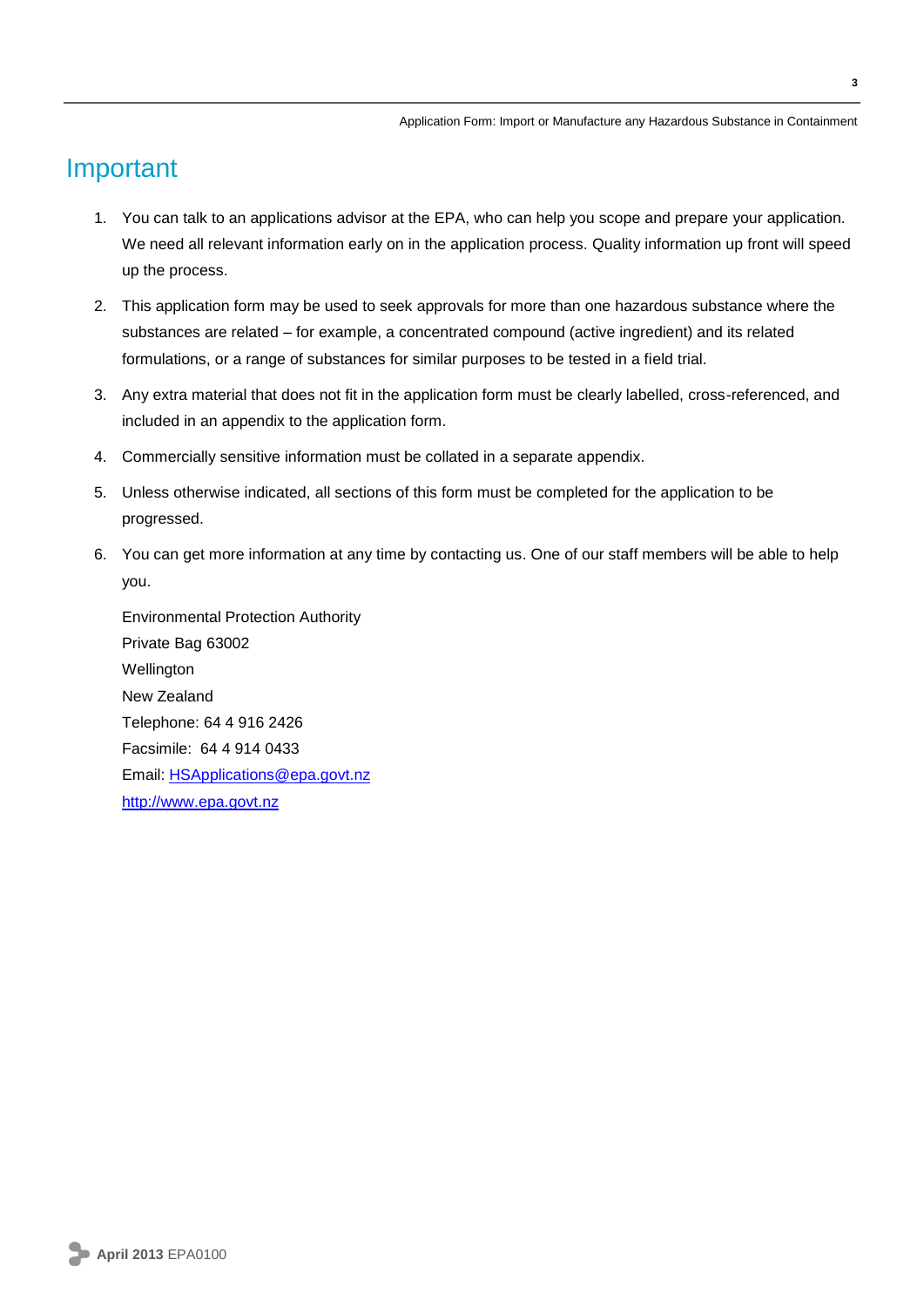# Important

1. You can talk to an applications advisor at the EPA, who can help you scope and prepare your application. We need all relevant information early on in the application process. Quality information up front will speed up the process.
2. This application form may be used to seek approvals for more than one hazardous substance where the substances are related – for example, a concentrated compound (active ingredient) and its related formulations, or a range of substances for similar purposes to be tested in a field trial.
3. Any extra material that does not fit in the application form must be clearly labelled, cross-referenced, and included in an appendix to the application form.
4. Commercially sensitive information must be collated in a separate appendix.
5. Unless otherwise indicated, all sections of this form must be completed for the application to be progressed.
6. You can get more information at any time by contacting us. One of our staff members will be able to help you.

   Environmental Protection Authority
   Private Bag 63002
   Wellington
   New Zealand
   Telephone: 64 4 916 2426
   Facsimile: 64 4 914 0433
   Email: HSApplications@epa.govt.nz
   http://www.epa.govt.nz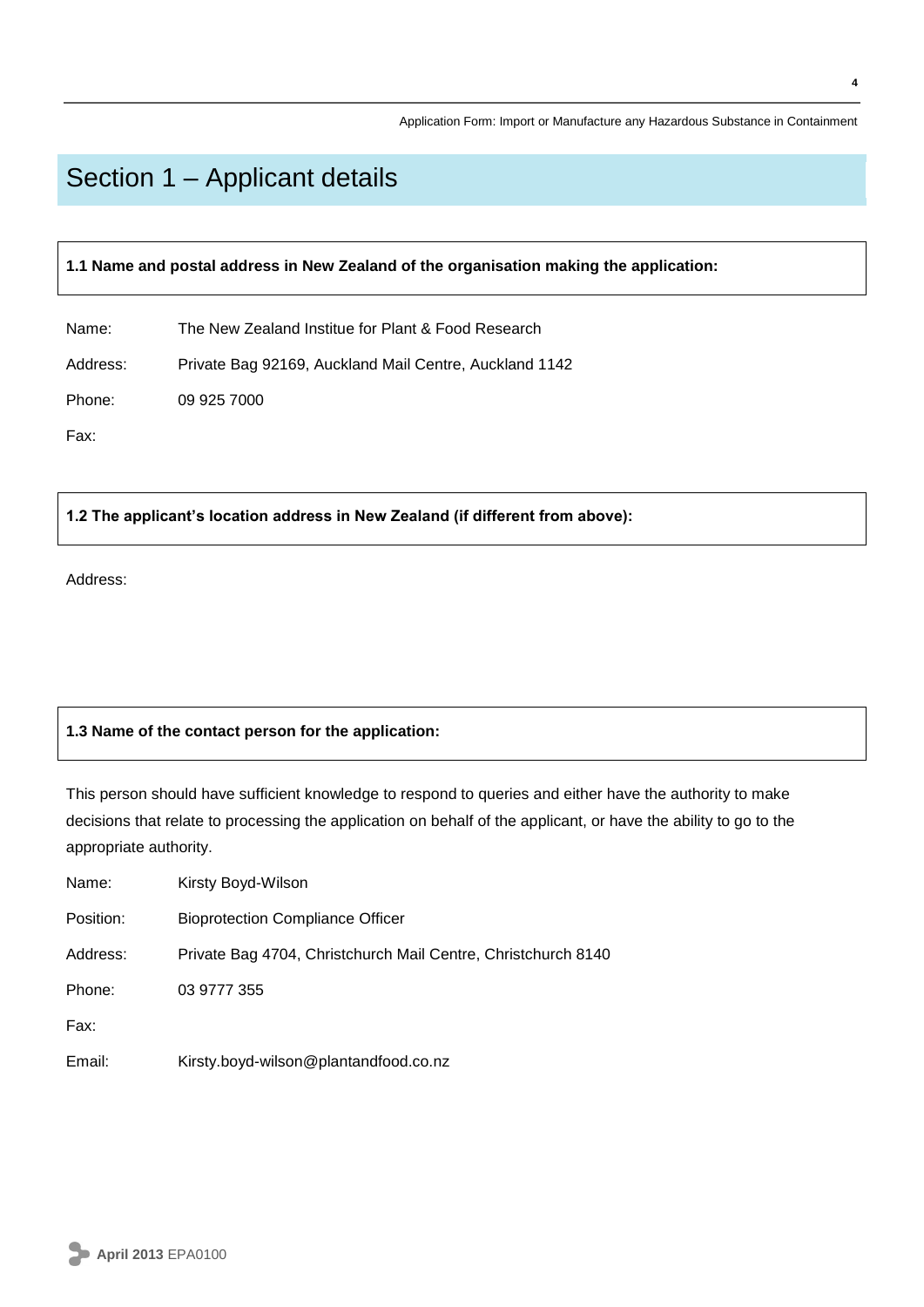# Section 1 – Applicant details

**1.1 Name and postal address in New Zealand of the organisation making the application:**

Name: The New Zealand Institue for Plant & Food Research

Address: Private Bag 92169, Auckland Mail Centre, Auckland 1142

Phone: 09 925 7000

Fax:

**1.2 The applicant's location address in New Zealand (if different from above):**

Address:

**1.3 Name of the contact person for the application:**

This person should have sufficient knowledge to respond to queries and either have the authority to make decisions that relate to processing the application on behalf of the applicant, or have the ability to go to the appropriate authority.

Name: Kirsty Boyd-Wilson

Position: Bioprotection Compliance Officer

Address: Private Bag 4704, Christchurch Mail Centre, Christchurch 8140

Phone: 03 9777 355

Fax:

Email: Kirsty.boyd-wilson@plantandfood.co.nz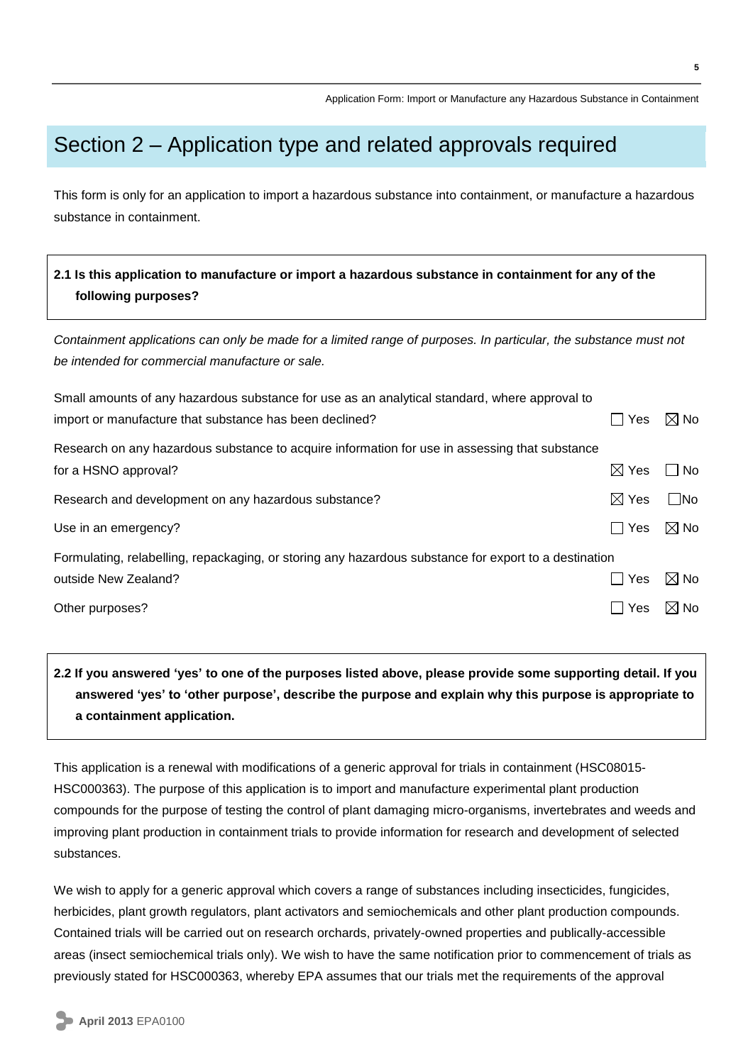# Section 2 – Application type and related approvals required

This form is only for an application to import a hazardous substance into containment, or manufacture a hazardous substance in containment.

**2.1 Is this application to manufacture or import a hazardous substance in containment for any of the following purposes?**

*Containment applications can only be made for a limited range of purposes. In particular, the substance must not be intended for commercial manufacture or sale.*

| Purpose | Yes | No |
| --- | --- | --- |
| Small amounts of any hazardous substance for use as an analytical standard, where approval to import or manufacture that substance has been declined? | ☐ Yes | ☒ No |
| Research on any hazardous substance to acquire information for use in assessing that substance for a HSNO approval? | ☒ Yes | ☐ No |
| Research and development on any hazardous substance? | ☒ Yes | ☐ No |
| Use in an emergency? | ☐ Yes | ☒ No |
| Formulating, relabelling, repackaging, or storing any hazardous substance for export to a destination outside New Zealand? | ☐ Yes | ☒ No |
| Other purposes? | ☐ Yes | ☒ No |

**2.2 If you answered 'yes' to one of the purposes listed above, please provide some supporting detail. If you answered 'yes' to 'other purpose', describe the purpose and explain why this purpose is appropriate to a containment application.**

This application is a renewal with modifications of a generic approval for trials in containment (HSC08015-HSC000363). The purpose of this application is to import and manufacture experimental plant production compounds for the purpose of testing the control of plant damaging micro-organisms, invertebrates and weeds and improving plant production in containment trials to provide information for research and development of selected substances.

We wish to apply for a generic approval which covers a range of substances including insecticides, fungicides, herbicides, plant growth regulators, plant activators and semiochemicals and other plant production compounds. Contained trials will be carried out on research orchards, privately-owned properties and publically-accessible areas (insect semiochemical trials only). We wish to have the same notification prior to commencement of trials as previously stated for HSC000363, whereby EPA assumes that our trials met the requirements of the approval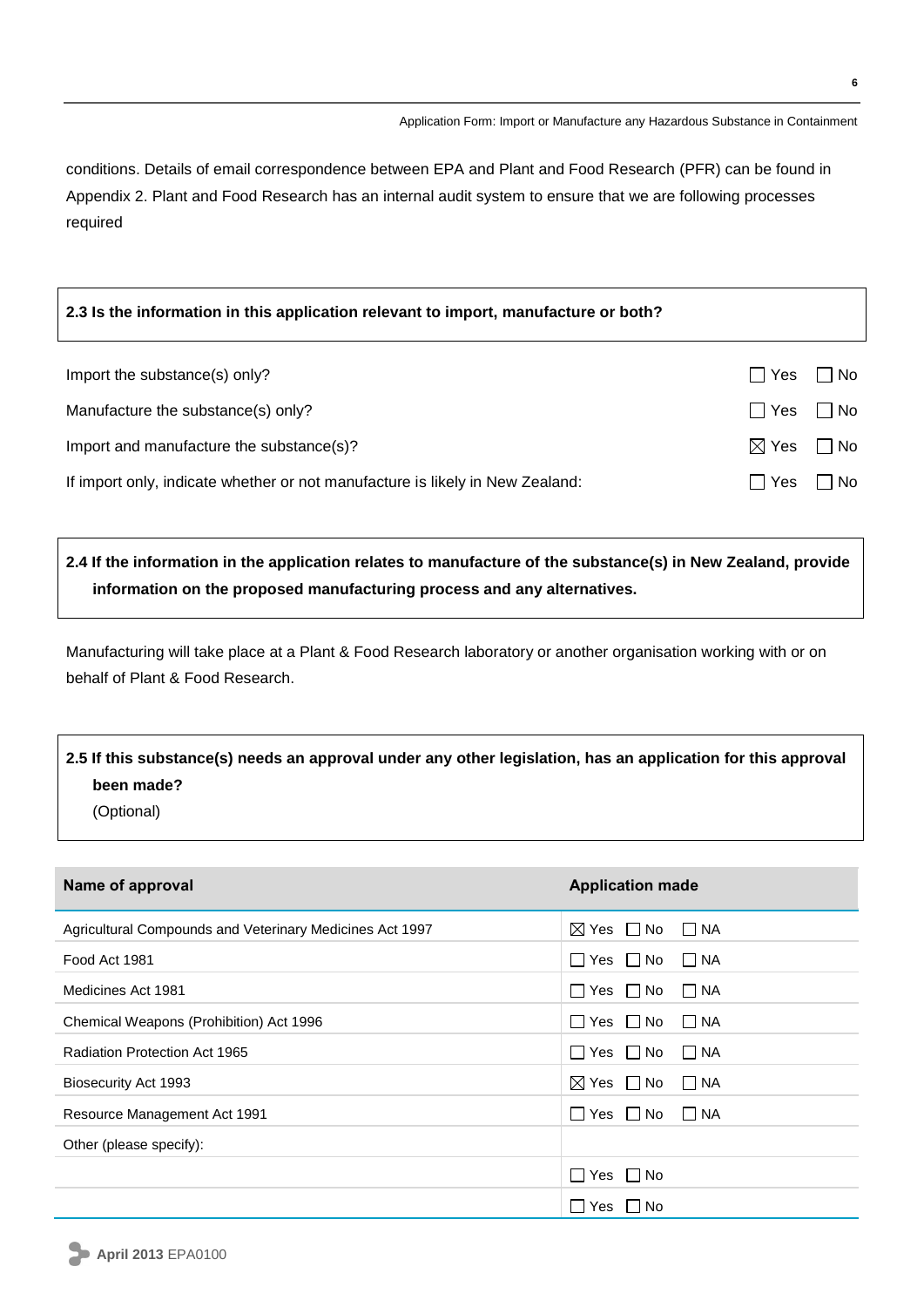conditions. Details of email correspondence between EPA and Plant and Food Research (PFR) can be found in Appendix 2. Plant and Food Research has an internal audit system to ensure that we are following processes required

**2.3 Is the information in this application relevant to import, manufacture or both?**

| | |
|---|---|
| Import the substance(s) only? | ☐ Yes ☐ No |
| Manufacture the substance(s) only? | ☐ Yes ☐ No |
| Import and manufacture the substance(s)? | ☒ Yes ☐ No |
| If import only, indicate whether or not manufacture is likely in New Zealand: | ☐ Yes ☐ No |

**2.4 If the information in the application relates to manufacture of the substance(s) in New Zealand, provide information on the proposed manufacturing process and any alternatives.**

Manufacturing will take place at a Plant & Food Research laboratory or another organisation working with or on behalf of Plant & Food Research.

**2.5 If this substance(s) needs an approval under any other legislation, has an application for this approval been made?**
(Optional)

| Name of approval | Application made |
|---|---|
| Agricultural Compounds and Veterinary Medicines Act 1997 | ☒ Yes ☐ No ☐ NA |
| Food Act 1981 | ☐ Yes ☐ No ☐ NA |
| Medicines Act 1981 | ☐ Yes ☐ No ☐ NA |
| Chemical Weapons (Prohibition) Act 1996 | ☐ Yes ☐ No ☐ NA |
| Radiation Protection Act 1965 | ☐ Yes ☐ No ☐ NA |
| Biosecurity Act 1993 | ☒ Yes ☐ No ☐ NA |
| Resource Management Act 1991 | ☐ Yes ☐ No ☐ NA |
| Other (please specify): | |
| | ☐ Yes ☐ No |
| | ☐ Yes ☐ No |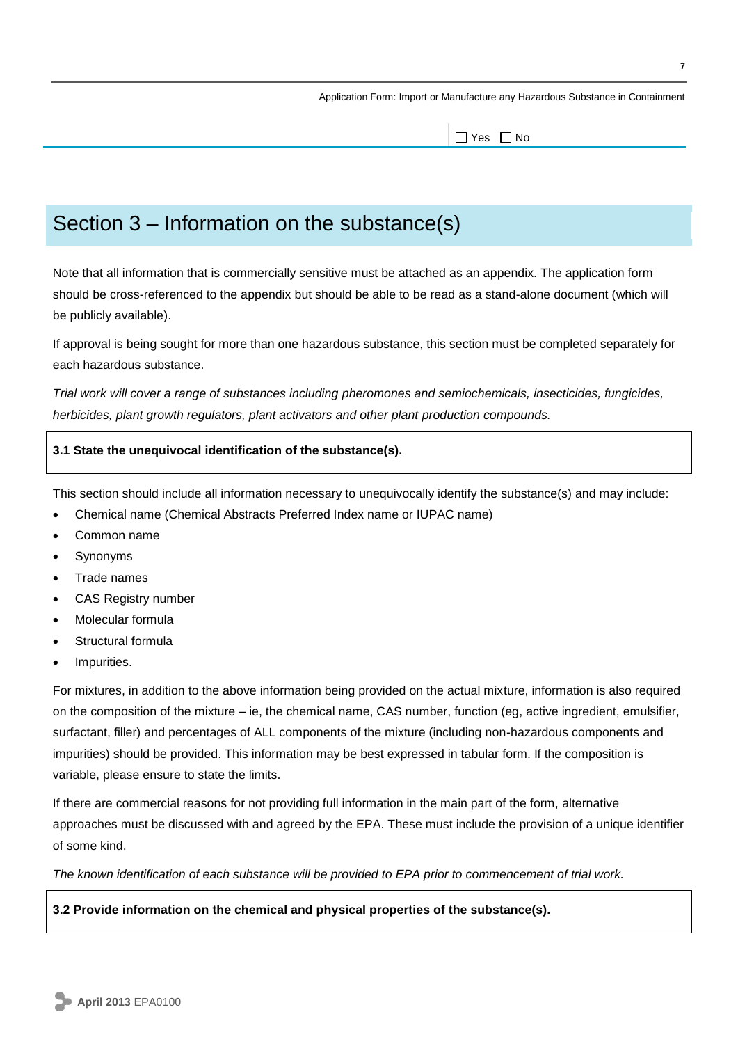☐ Yes ☐ No

## Section 3 – Information on the substance(s)

Note that all information that is commercially sensitive must be attached as an appendix. The application form should be cross-referenced to the appendix but should be able to be read as a stand-alone document (which will be publicly available).

If approval is being sought for more than one hazardous substance, this section must be completed separately for each hazardous substance.

*Trial work will cover a range of substances including pheromones and semiochemicals, insecticides, fungicides, herbicides, plant growth regulators, plant activators and other plant production compounds.*

**3.1 State the unequivocal identification of the substance(s).**

This section should include all information necessary to unequivocally identify the substance(s) and may include:

- Chemical name (Chemical Abstracts Preferred Index name or IUPAC name)
- Common name
- Synonyms
- Trade names
- CAS Registry number
- Molecular formula
- Structural formula
- Impurities.

For mixtures, in addition to the above information being provided on the actual mixture, information is also required on the composition of the mixture – ie, the chemical name, CAS number, function (eg, active ingredient, emulsifier, surfactant, filler) and percentages of ALL components of the mixture (including non-hazardous components and impurities) should be provided. This information may be best expressed in tabular form. If the composition is variable, please ensure to state the limits.

If there are commercial reasons for not providing full information in the main part of the form, alternative approaches must be discussed with and agreed by the EPA. These must include the provision of a unique identifier of some kind.

*The known identification of each substance will be provided to EPA prior to commencement of trial work.*

**3.2 Provide information on the chemical and physical properties of the substance(s).**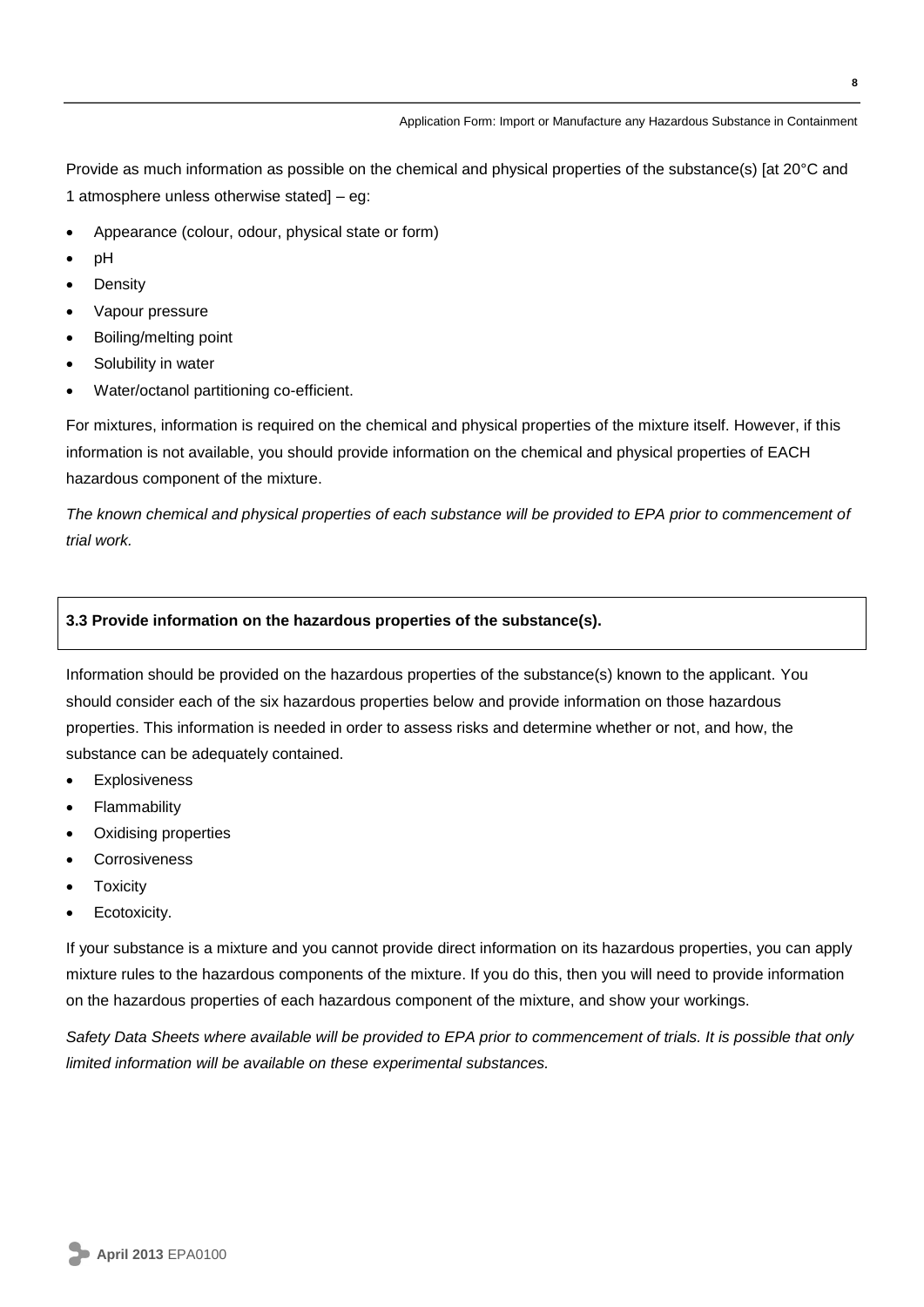Provide as much information as possible on the chemical and physical properties of the substance(s) [at 20°C and 1 atmosphere unless otherwise stated] – eg:

- Appearance (colour, odour, physical state or form)
- pH
- Density
- Vapour pressure
- Boiling/melting point
- Solubility in water
- Water/octanol partitioning co-efficient.

For mixtures, information is required on the chemical and physical properties of the mixture itself. However, if this information is not available, you should provide information on the chemical and physical properties of EACH hazardous component of the mixture.

*The known chemical and physical properties of each substance will be provided to EPA prior to commencement of trial work.*

**3.3 Provide information on the hazardous properties of the substance(s).**

Information should be provided on the hazardous properties of the substance(s) known to the applicant. You should consider each of the six hazardous properties below and provide information on those hazardous properties. This information is needed in order to assess risks and determine whether or not, and how, the substance can be adequately contained.

- Explosiveness
- Flammability
- Oxidising properties
- Corrosiveness
- Toxicity
- Ecotoxicity.

If your substance is a mixture and you cannot provide direct information on its hazardous properties, you can apply mixture rules to the hazardous components of the mixture. If you do this, then you will need to provide information on the hazardous properties of each hazardous component of the mixture, and show your workings.

*Safety Data Sheets where available will be provided to EPA prior to commencement of trials. It is possible that only limited information will be available on these experimental substances.*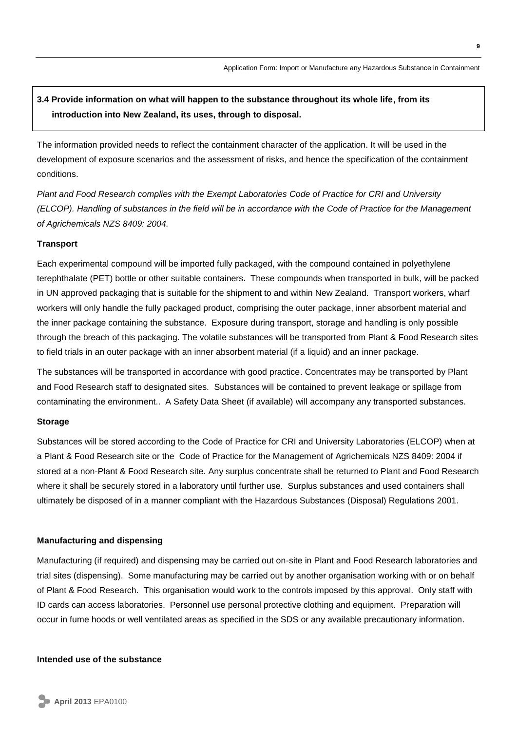**3.4 Provide information on what will happen to the substance throughout its whole life, from its introduction into New Zealand, its uses, through to disposal.**

The information provided needs to reflect the containment character of the application. It will be used in the development of exposure scenarios and the assessment of risks, and hence the specification of the containment conditions.

*Plant and Food Research complies with the Exempt Laboratories Code of Practice for CRI and University (ELCOP). Handling of substances in the field will be in accordance with the Code of Practice for the Management of Agrichemicals NZS 8409: 2004.*

**Transport**

Each experimental compound will be imported fully packaged, with the compound contained in polyethylene terephthalate (PET) bottle or other suitable containers. These compounds when transported in bulk, will be packed in UN approved packaging that is suitable for the shipment to and within New Zealand. Transport workers, wharf workers will only handle the fully packaged product, comprising the outer package, inner absorbent material and the inner package containing the substance. Exposure during transport, storage and handling is only possible through the breach of this packaging. The volatile substances will be transported from Plant & Food Research sites to field trials in an outer package with an inner absorbent material (if a liquid) and an inner package.

The substances will be transported in accordance with good practice. Concentrates may be transported by Plant and Food Research staff to designated sites. Substances will be contained to prevent leakage or spillage from contaminating the environment.. A Safety Data Sheet (if available) will accompany any transported substances.

**Storage**

Substances will be stored according to the Code of Practice for CRI and University Laboratories (ELCOP) when at a Plant & Food Research site or the Code of Practice for the Management of Agrichemicals NZS 8409: 2004 if stored at a non-Plant & Food Research site. Any surplus concentrate shall be returned to Plant and Food Research where it shall be securely stored in a laboratory until further use. Surplus substances and used containers shall ultimately be disposed of in a manner compliant with the Hazardous Substances (Disposal) Regulations 2001.

**Manufacturing and dispensing**

Manufacturing (if required) and dispensing may be carried out on-site in Plant and Food Research laboratories and trial sites (dispensing). Some manufacturing may be carried out by another organisation working with or on behalf of Plant & Food Research. This organisation would work to the controls imposed by this approval. Only staff with ID cards can access laboratories. Personnel use personal protective clothing and equipment. Preparation will occur in fume hoods or well ventilated areas as specified in the SDS or any available precautionary information.

**Intended use of the substance**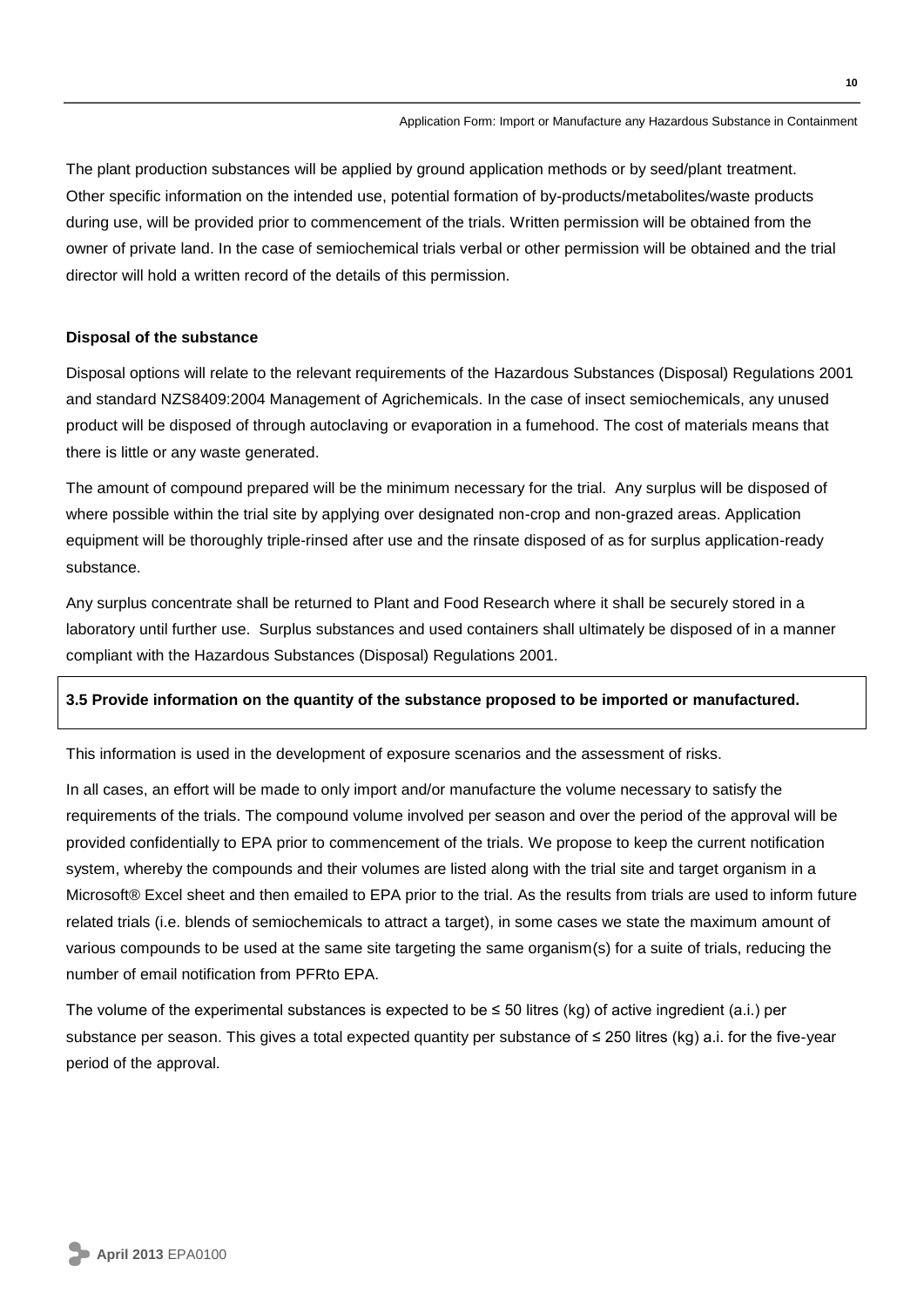The plant production substances will be applied by ground application methods or by seed/plant treatment. Other specific information on the intended use, potential formation of by-products/metabolites/waste products during use, will be provided prior to commencement of the trials. Written permission will be obtained from the owner of private land. In the case of semiochemical trials verbal or other permission will be obtained and the trial director will hold a written record of the details of this permission.

**Disposal of the substance**

Disposal options will relate to the relevant requirements of the Hazardous Substances (Disposal) Regulations 2001 and standard NZS8409:2004 Management of Agrichemicals. In the case of insect semiochemicals, any unused product will be disposed of through autoclaving or evaporation in a fumehood. The cost of materials means that there is little or any waste generated.

The amount of compound prepared will be the minimum necessary for the trial. Any surplus will be disposed of where possible within the trial site by applying over designated non-crop and non-grazed areas. Application equipment will be thoroughly triple-rinsed after use and the rinsate disposed of as for surplus application-ready substance.

Any surplus concentrate shall be returned to Plant and Food Research where it shall be securely stored in a laboratory until further use. Surplus substances and used containers shall ultimately be disposed of in a manner compliant with the Hazardous Substances (Disposal) Regulations 2001.

**3.5 Provide information on the quantity of the substance proposed to be imported or manufactured.**

This information is used in the development of exposure scenarios and the assessment of risks.

In all cases, an effort will be made to only import and/or manufacture the volume necessary to satisfy the requirements of the trials. The compound volume involved per season and over the period of the approval will be provided confidentially to EPA prior to commencement of the trials. We propose to keep the current notification system, whereby the compounds and their volumes are listed along with the trial site and target organism in a Microsoft® Excel sheet and then emailed to EPA prior to the trial. As the results from trials are used to inform future related trials (i.e. blends of semiochemicals to attract a target), in some cases we state the maximum amount of various compounds to be used at the same site targeting the same organism(s) for a suite of trials, reducing the number of email notification from PFRto EPA.

The volume of the experimental substances is expected to be ≤ 50 litres (kg) of active ingredient (a.i.) per substance per season. This gives a total expected quantity per substance of ≤ 250 litres (kg) a.i. for the five-year period of the approval.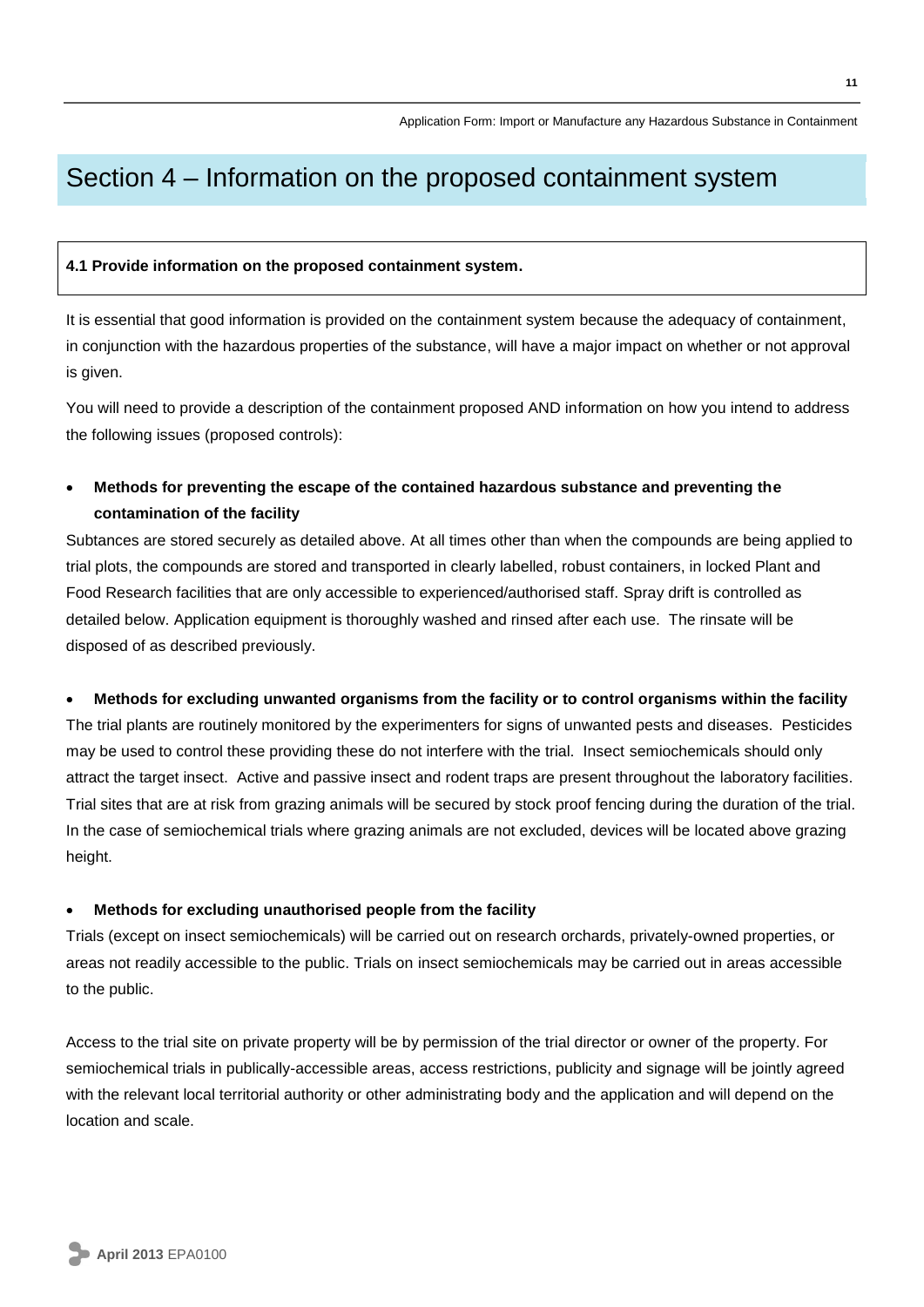# Section 4 – Information on the proposed containment system

**4.1 Provide information on the proposed containment system.**

It is essential that good information is provided on the containment system because the adequacy of containment, in conjunction with the hazardous properties of the substance, will have a major impact on whether or not approval is given.

You will need to provide a description of the containment proposed AND information on how you intend to address the following issues (proposed controls):

- **Methods for preventing the escape of the contained hazardous substance and preventing the contamination of the facility**

Subtances are stored securely as detailed above. At all times other than when the compounds are being applied to trial plots, the compounds are stored and transported in clearly labelled, robust containers, in locked Plant and Food Research facilities that are only accessible to experienced/authorised staff. Spray drift is controlled as detailed below. Application equipment is thoroughly washed and rinsed after each use. The rinsate will be disposed of as described previously.

- **Methods for excluding unwanted organisms from the facility or to control organisms within the facility**

The trial plants are routinely monitored by the experimenters for signs of unwanted pests and diseases. Pesticides may be used to control these providing these do not interfere with the trial. Insect semiochemicals should only attract the target insect. Active and passive insect and rodent traps are present throughout the laboratory facilities. Trial sites that are at risk from grazing animals will be secured by stock proof fencing during the duration of the trial. In the case of semiochemical trials where grazing animals are not excluded, devices will be located above grazing height.

- **Methods for excluding unauthorised people from the facility**

Trials (except on insect semiochemicals) will be carried out on research orchards, privately-owned properties, or areas not readily accessible to the public. Trials on insect semiochemicals may be carried out in areas accessible to the public.

Access to the trial site on private property will be by permission of the trial director or owner of the property. For semiochemical trials in publically-accessible areas, access restrictions, publicity and signage will be jointly agreed with the relevant local territorial authority or other administrating body and the application and will depend on the location and scale.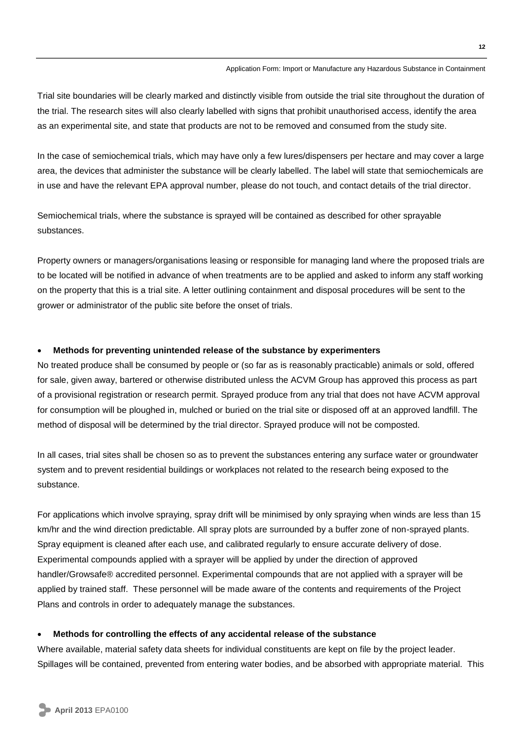Trial site boundaries will be clearly marked and distinctly visible from outside the trial site throughout the duration of the trial. The research sites will also clearly labelled with signs that prohibit unauthorised access, identify the area as an experimental site, and state that products are not to be removed and consumed from the study site.

In the case of semiochemical trials, which may have only a few lures/dispensers per hectare and may cover a large area, the devices that administer the substance will be clearly labelled. The label will state that semiochemicals are in use and have the relevant EPA approval number, please do not touch, and contact details of the trial director.

Semiochemical trials, where the substance is sprayed will be contained as described for other sprayable substances.

Property owners or managers/organisations leasing or responsible for managing land where the proposed trials are to be located will be notified in advance of when treatments are to be applied and asked to inform any staff working on the property that this is a trial site. A letter outlining containment and disposal procedures will be sent to the grower or administrator of the public site before the onset of trials.

- **Methods for preventing unintended release of the substance by experimenters**

No treated produce shall be consumed by people or (so far as is reasonably practicable) animals or sold, offered for sale, given away, bartered or otherwise distributed unless the ACVM Group has approved this process as part of a provisional registration or research permit. Sprayed produce from any trial that does not have ACVM approval for consumption will be ploughed in, mulched or buried on the trial site or disposed off at an approved landfill. The method of disposal will be determined by the trial director. Sprayed produce will not be composted.

In all cases, trial sites shall be chosen so as to prevent the substances entering any surface water or groundwater system and to prevent residential buildings or workplaces not related to the research being exposed to the substance.

For applications which involve spraying, spray drift will be minimised by only spraying when winds are less than 15 km/hr and the wind direction predictable. All spray plots are surrounded by a buffer zone of non-sprayed plants. Spray equipment is cleaned after each use, and calibrated regularly to ensure accurate delivery of dose. Experimental compounds applied with a sprayer will be applied by under the direction of approved handler/Growsafe® accredited personnel. Experimental compounds that are not applied with a sprayer will be applied by trained staff. These personnel will be made aware of the contents and requirements of the Project Plans and controls in order to adequately manage the substances.

- **Methods for controlling the effects of any accidental release of the substance**

Where available, material safety data sheets for individual constituents are kept on file by the project leader. Spillages will be contained, prevented from entering water bodies, and be absorbed with appropriate material. This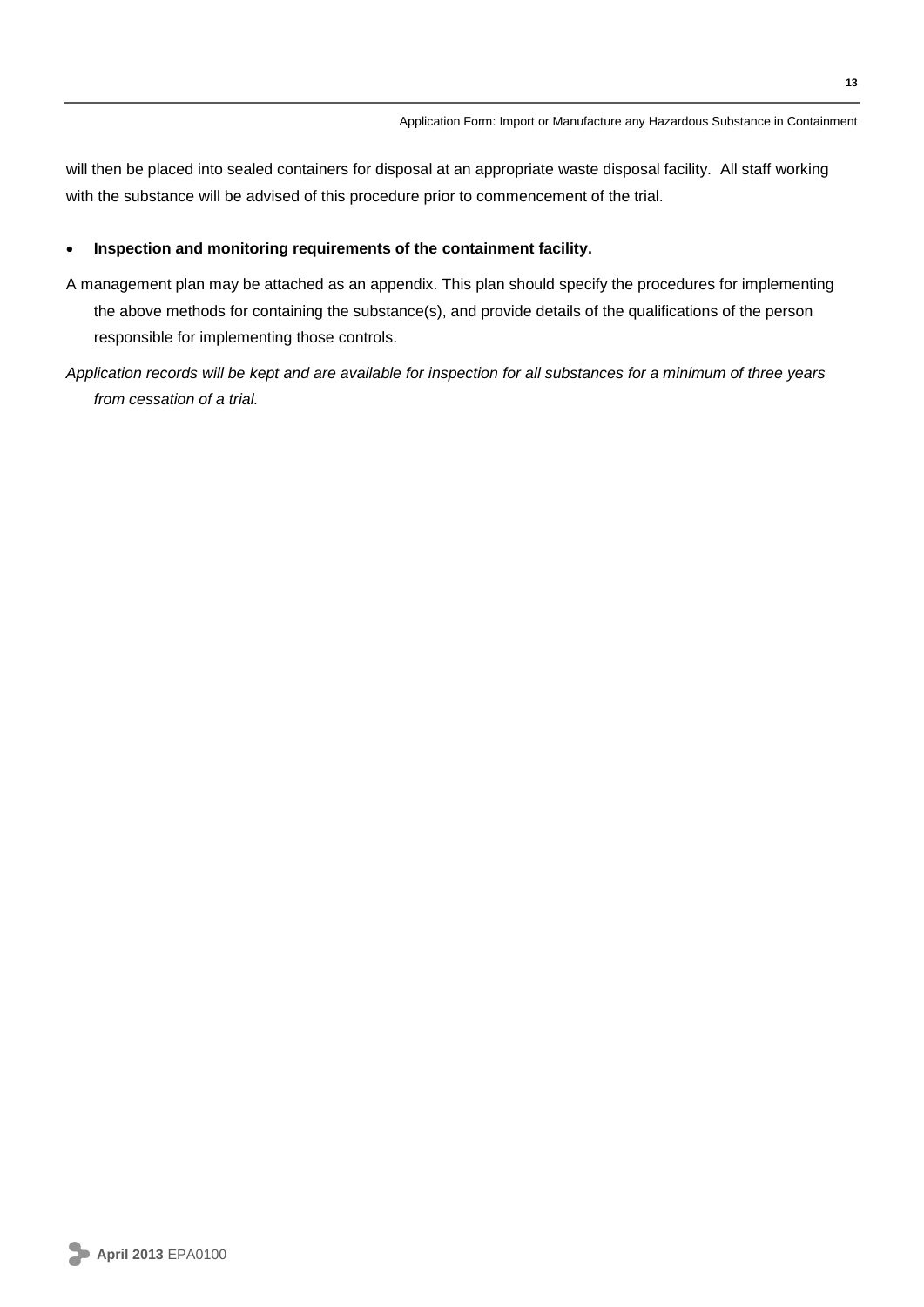will then be placed into sealed containers for disposal at an appropriate waste disposal facility. All staff working with the substance will be advised of this procedure prior to commencement of the trial.

- **Inspection and monitoring requirements of the containment facility.**

A management plan may be attached as an appendix. This plan should specify the procedures for implementing the above methods for containing the substance(s), and provide details of the qualifications of the person responsible for implementing those controls.

*Application records will be kept and are available for inspection for all substances for a minimum of three years from cessation of a trial.*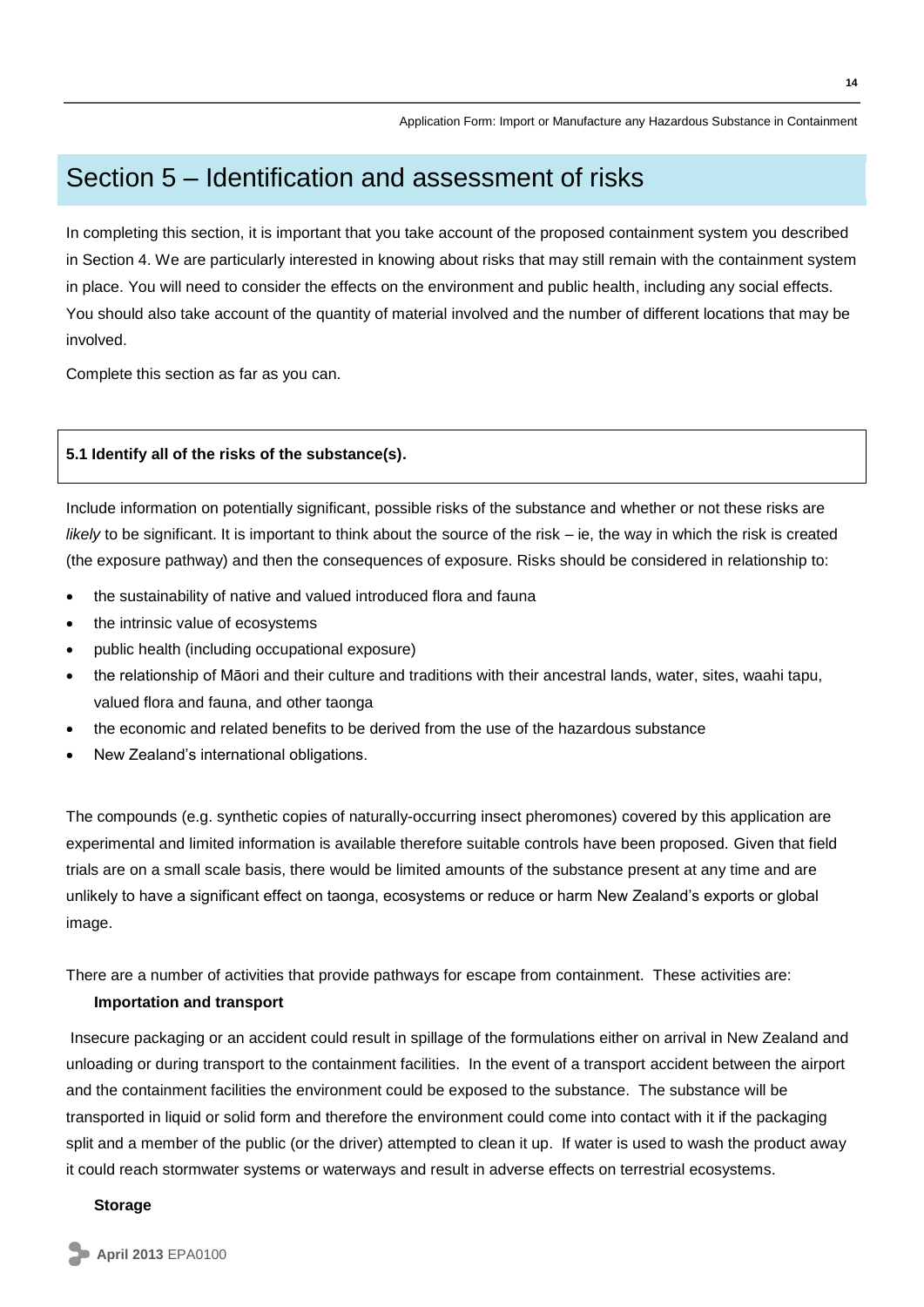# Section 5 – Identification and assessment of risks

In completing this section, it is important that you take account of the proposed containment system you described in Section 4. We are particularly interested in knowing about risks that may still remain with the containment system in place. You will need to consider the effects on the environment and public health, including any social effects. You should also take account of the quantity of material involved and the number of different locations that may be involved.

Complete this section as far as you can.

**5.1 Identify all of the risks of the substance(s).**

Include information on potentially significant, possible risks of the substance and whether or not these risks are *likely* to be significant. It is important to think about the source of the risk – ie, the way in which the risk is created (the exposure pathway) and then the consequences of exposure. Risks should be considered in relationship to:

- the sustainability of native and valued introduced flora and fauna
- the intrinsic value of ecosystems
- public health (including occupational exposure)
- the relationship of Māori and their culture and traditions with their ancestral lands, water, sites, waahi tapu, valued flora and fauna, and other taonga
- the economic and related benefits to be derived from the use of the hazardous substance
- New Zealand's international obligations.

The compounds (e.g. synthetic copies of naturally-occurring insect pheromones) covered by this application are experimental and limited information is available therefore suitable controls have been proposed. Given that field trials are on a small scale basis, there would be limited amounts of the substance present at any time and are unlikely to have a significant effect on taonga, ecosystems or reduce or harm New Zealand's exports or global image.

There are a number of activities that provide pathways for escape from containment. These activities are:

**Importation and transport**

Insecure packaging or an accident could result in spillage of the formulations either on arrival in New Zealand and unloading or during transport to the containment facilities. In the event of a transport accident between the airport and the containment facilities the environment could be exposed to the substance. The substance will be transported in liquid or solid form and therefore the environment could come into contact with it if the packaging split and a member of the public (or the driver) attempted to clean it up. If water is used to wash the product away it could reach stormwater systems or waterways and result in adverse effects on terrestrial ecosystems.

**Storage**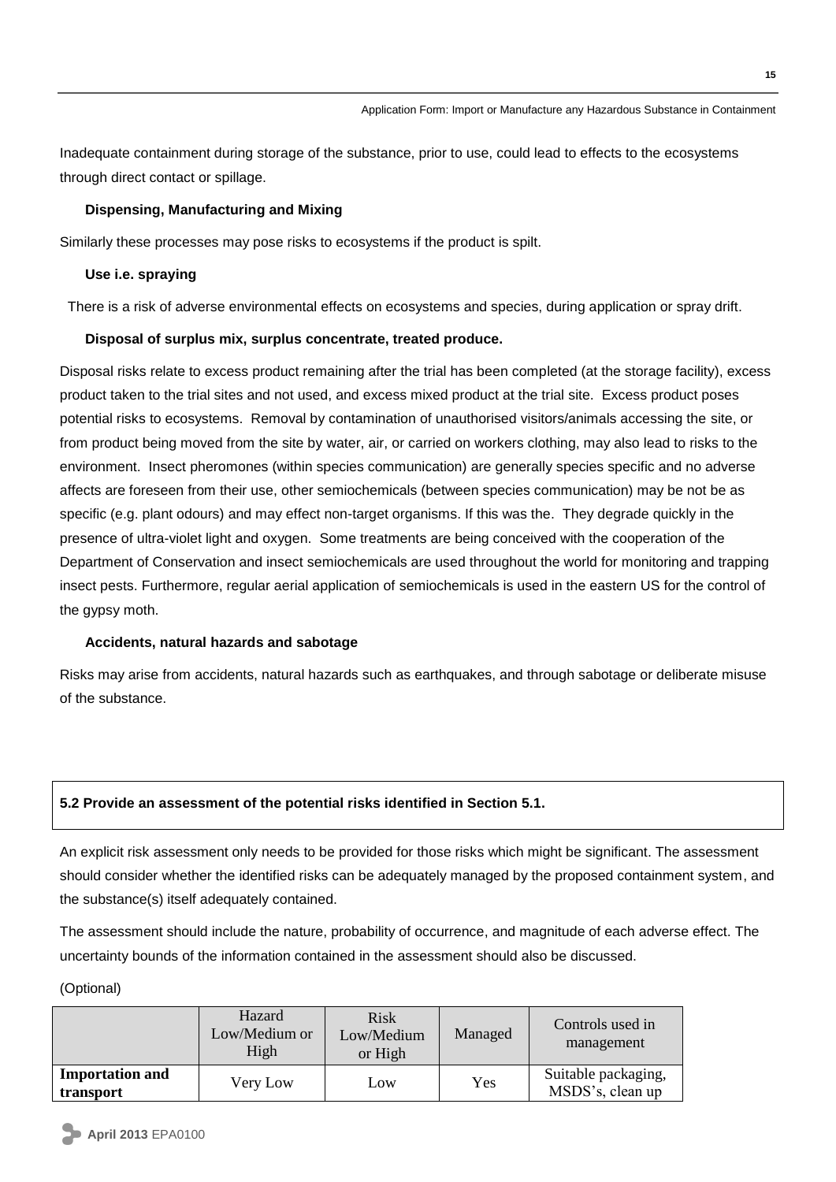Inadequate containment during storage of the substance, prior to use, could lead to effects to the ecosystems through direct contact or spillage.

**Dispensing, Manufacturing and Mixing**

Similarly these processes may pose risks to ecosystems if the product is spilt.

**Use i.e. spraying**

There is a risk of adverse environmental effects on ecosystems and species, during application or spray drift.

**Disposal of surplus mix, surplus concentrate, treated produce.**

Disposal risks relate to excess product remaining after the trial has been completed (at the storage facility), excess product taken to the trial sites and not used, and excess mixed product at the trial site. Excess product poses potential risks to ecosystems. Removal by contamination of unauthorised visitors/animals accessing the site, or from product being moved from the site by water, air, or carried on workers clothing, may also lead to risks to the environment. Insect pheromones (within species communication) are generally species specific and no adverse affects are foreseen from their use, other semiochemicals (between species communication) may be not be as specific (e.g. plant odours) and may effect non-target organisms. If this was the. They degrade quickly in the presence of ultra-violet light and oxygen. Some treatments are being conceived with the cooperation of the Department of Conservation and insect semiochemicals are used throughout the world for monitoring and trapping insect pests. Furthermore, regular aerial application of semiochemicals is used in the eastern US for the control of the gypsy moth.

**Accidents, natural hazards and sabotage**

Risks may arise from accidents, natural hazards such as earthquakes, and through sabotage or deliberate misuse of the substance.

**5.2 Provide an assessment of the potential risks identified in Section 5.1.**

An explicit risk assessment only needs to be provided for those risks which might be significant. The assessment should consider whether the identified risks can be adequately managed by the proposed containment system, and the substance(s) itself adequately contained.

The assessment should include the nature, probability of occurrence, and magnitude of each adverse effect. The uncertainty bounds of the information contained in the assessment should also be discussed.

(Optional)

| | Hazard Low/Medium or High | Risk Low/Medium or High | Managed | Controls used in management |
|---|---|---|---|---|
| **Importation and transport** | Very Low | Low | Yes | Suitable packaging, MSDS's, clean up |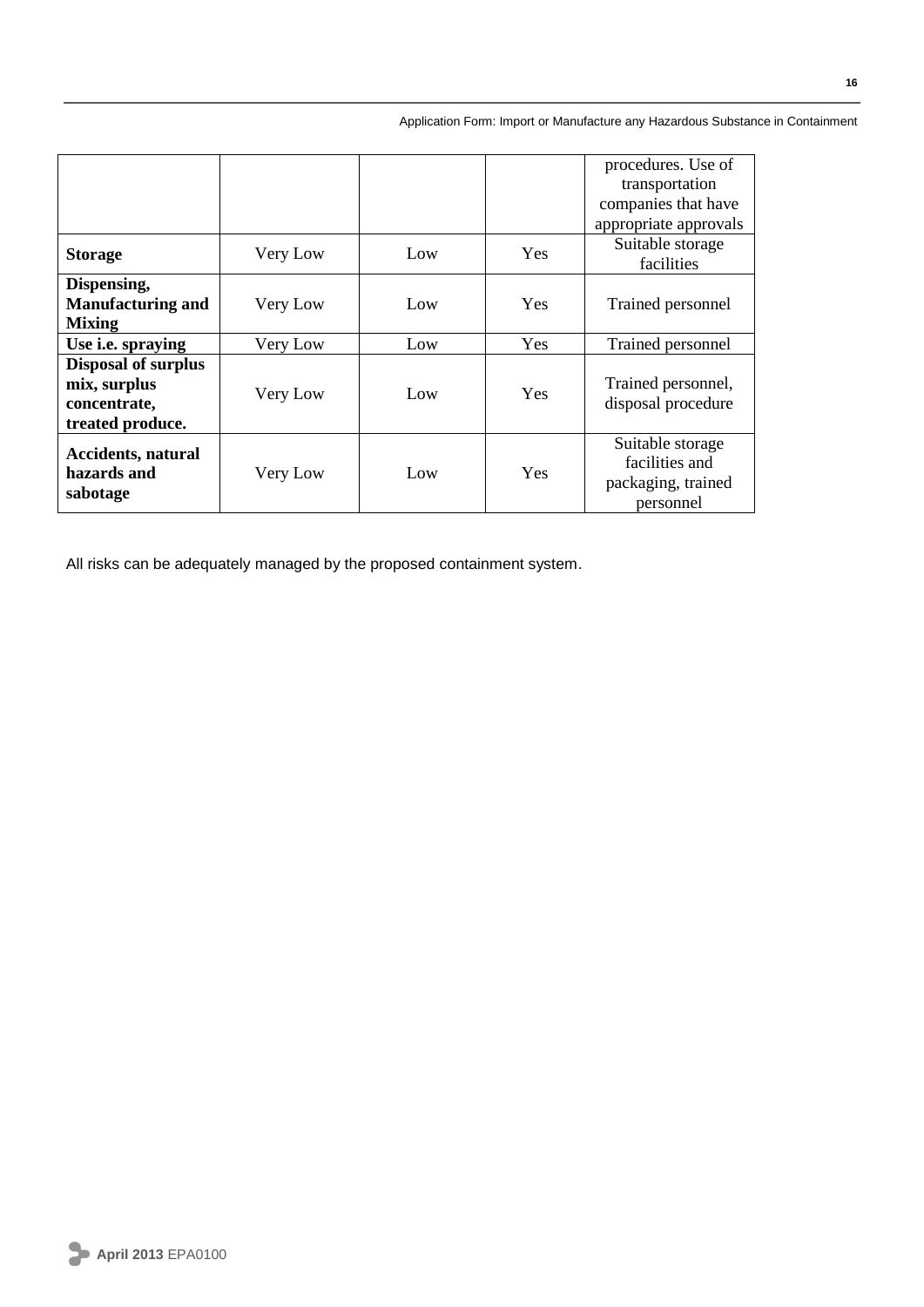| | | | | |
|---|---|---|---|---|
| | | | | procedures. Use of transportation companies that have appropriate approvals |
| **Storage** | Very Low | Low | Yes | Suitable storage facilities |
| **Dispensing, Manufacturing and Mixing** | Very Low | Low | Yes | Trained personnel |
| **Use i.e. spraying** | Very Low | Low | Yes | Trained personnel |
| **Disposal of surplus mix, surplus concentrate, treated produce.** | Very Low | Low | Yes | Trained personnel, disposal procedure |
| **Accidents, natural hazards and sabotage** | Very Low | Low | Yes | Suitable storage facilities and packaging, trained personnel |

All risks can be adequately managed by the proposed containment system.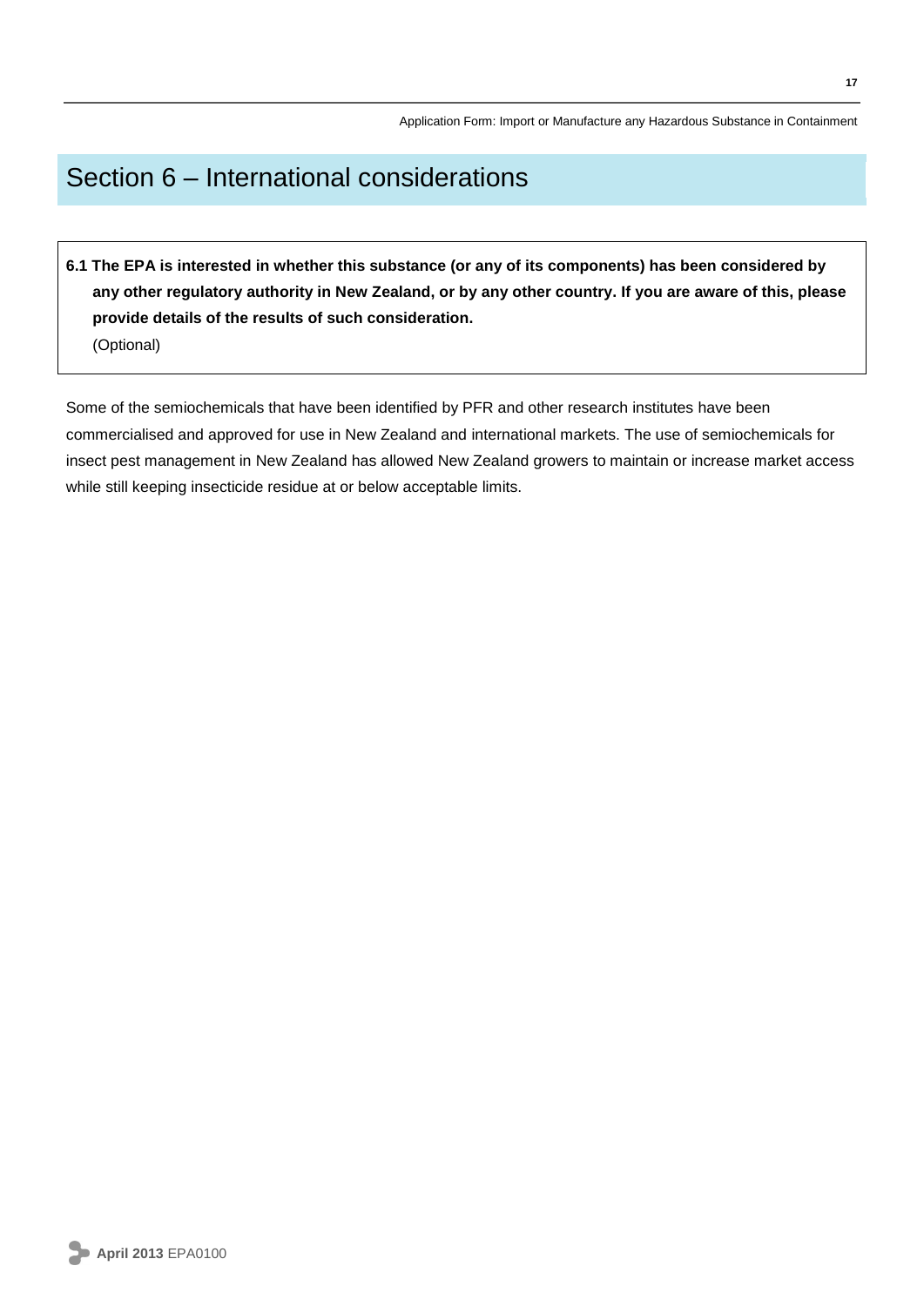# Section 6 – International considerations

**6.1 The EPA is interested in whether this substance (or any of its components) has been considered by any other regulatory authority in New Zealand, or by any other country. If you are aware of this, please provide details of the results of such consideration.**

(Optional)

Some of the semiochemicals that have been identified by PFR and other research institutes have been commercialised and approved for use in New Zealand and international markets. The use of semiochemicals for insect pest management in New Zealand has allowed New Zealand growers to maintain or increase market access while still keeping insecticide residue at or below acceptable limits.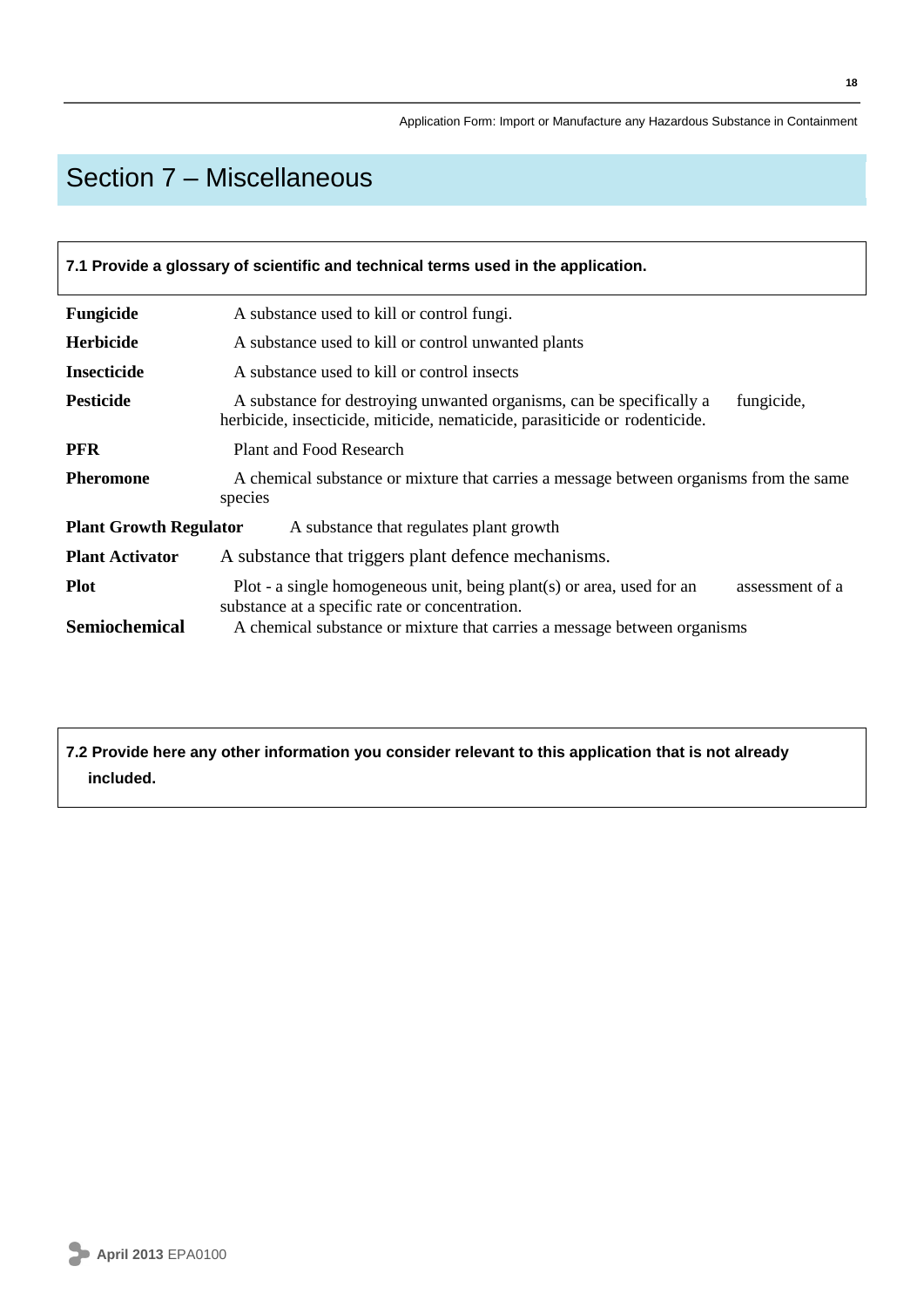# Section 7 – Miscellaneous

**7.1 Provide a glossary of scientific and technical terms used in the application.**

| Term | Definition |
|---|---|
| **Fungicide** | A substance used to kill or control fungi. |
| **Herbicide** | A substance used to kill or control unwanted plants |
| **Insecticide** | A substance used to kill or control insects |
| **Pesticide** | A substance for destroying unwanted organisms, can be specifically a fungicide, herbicide, insecticide, miticide, nematicide, parasiticide or rodenticide. |
| **PFR** | Plant and Food Research |
| **Pheromone** | A chemical substance or mixture that carries a message between organisms from the same species |
| **Plant Growth Regulator** | A substance that regulates plant growth |
| **Plant Activator** | A substance that triggers plant defence mechanisms. |
| **Plot** | Plot - a single homogeneous unit, being plant(s) or area, used for an assessment of a substance at a specific rate or concentration. |
| **Semiochemical** | A chemical substance or mixture that carries a message between organisms |

**7.2 Provide here any other information you consider relevant to this application that is not already included.**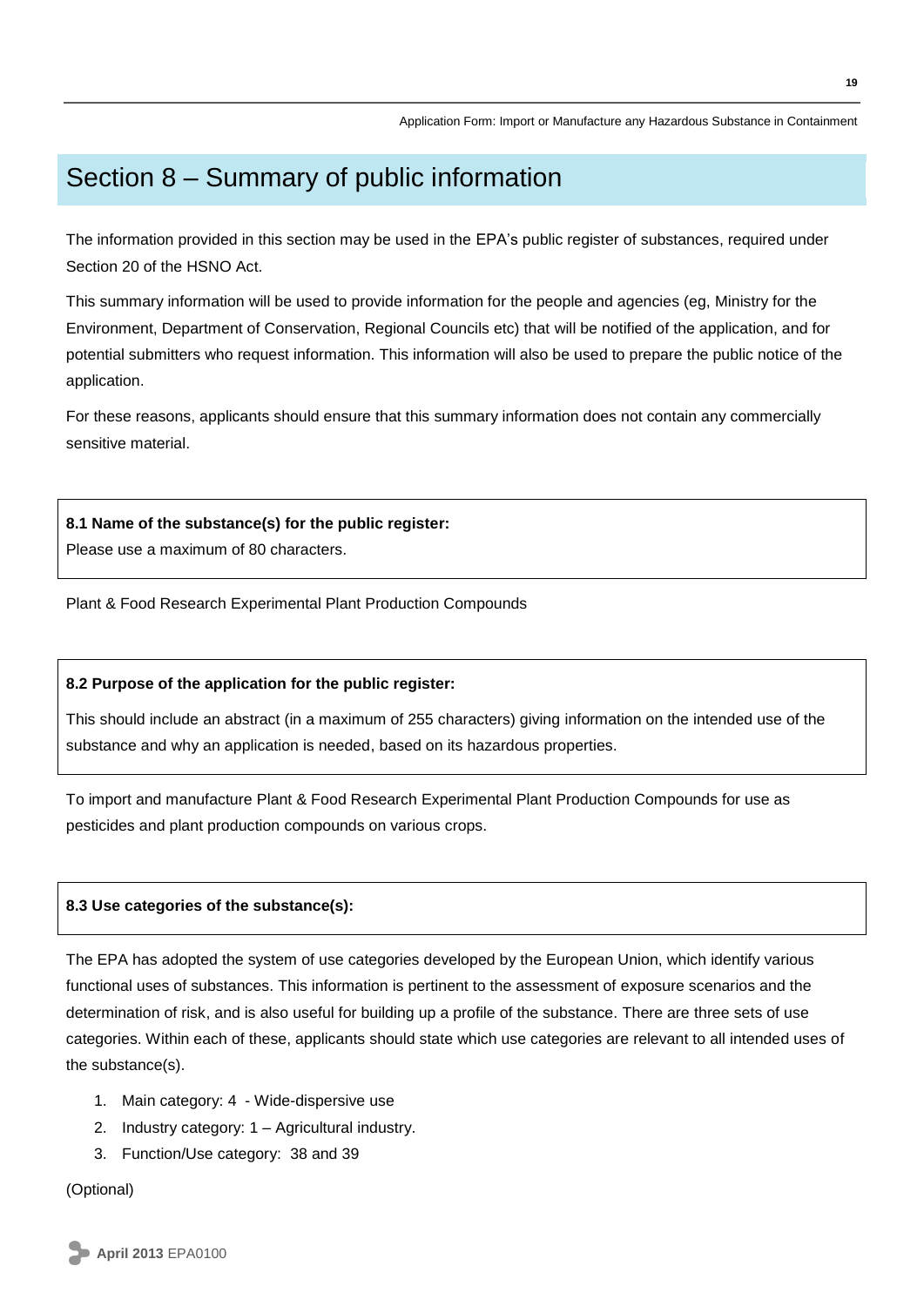# Section 8 – Summary of public information

The information provided in this section may be used in the EPA's public register of substances, required under Section 20 of the HSNO Act.

This summary information will be used to provide information for the people and agencies (eg, Ministry for the Environment, Department of Conservation, Regional Councils etc) that will be notified of the application, and for potential submitters who request information. This information will also be used to prepare the public notice of the application.

For these reasons, applicants should ensure that this summary information does not contain any commercially sensitive material.

**8.1 Name of the substance(s) for the public register:**

Please use a maximum of 80 characters.

Plant & Food Research Experimental Plant Production Compounds

**8.2 Purpose of the application for the public register:**

This should include an abstract (in a maximum of 255 characters) giving information on the intended use of the substance and why an application is needed, based on its hazardous properties.

To import and manufacture Plant & Food Research Experimental Plant Production Compounds for use as pesticides and plant production compounds on various crops.

**8.3 Use categories of the substance(s):**

The EPA has adopted the system of use categories developed by the European Union, which identify various functional uses of substances. This information is pertinent to the assessment of exposure scenarios and the determination of risk, and is also useful for building up a profile of the substance. There are three sets of use categories. Within each of these, applicants should state which use categories are relevant to all intended uses of the substance(s).

1. Main category: 4 - Wide-dispersive use
2. Industry category: 1 – Agricultural industry.
3. Function/Use category: 38 and 39

(Optional)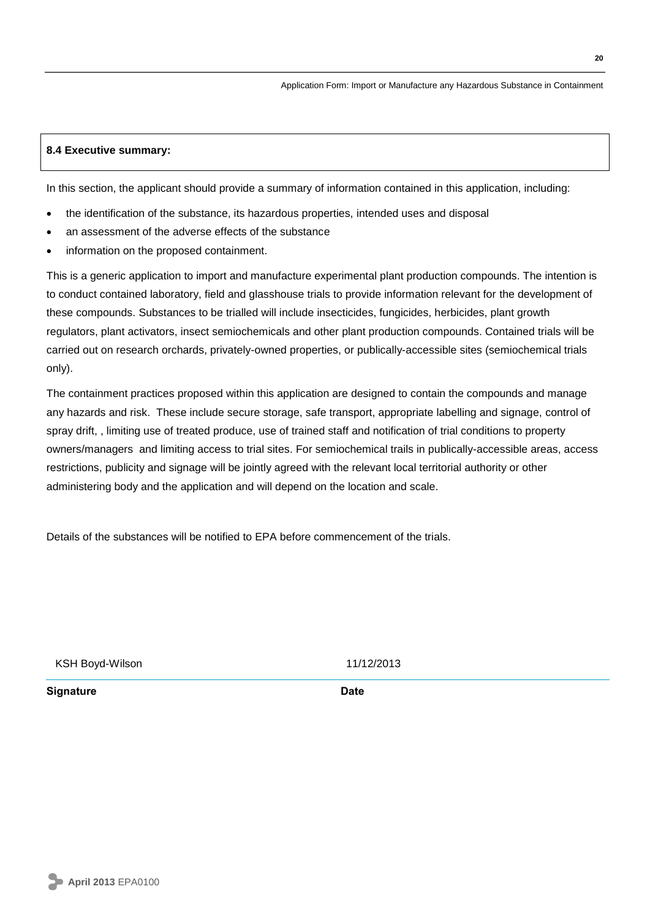### 8.4 Executive summary:

In this section, the applicant should provide a summary of information contained in this application, including:

- the identification of the substance, its hazardous properties, intended uses and disposal
- an assessment of the adverse effects of the substance
- information on the proposed containment.

This is a generic application to import and manufacture experimental plant production compounds. The intention is to conduct contained laboratory, field and glasshouse trials to provide information relevant for the development of these compounds. Substances to be trialled will include insecticides, fungicides, herbicides, plant growth regulators, plant activators, insect semiochemicals and other plant production compounds. Contained trials will be carried out on research orchards, privately-owned properties, or publically-accessible sites (semiochemical trials only).

The containment practices proposed within this application are designed to contain the compounds and manage any hazards and risk. These include secure storage, safe transport, appropriate labelling and signage, control of spray drift, , limiting use of treated produce, use of trained staff and notification of trial conditions to property owners/managers and limiting access to trial sites. For semiochemical trails in publically-accessible areas, access restrictions, publicity and signage will be jointly agreed with the relevant local territorial authority or other administering body and the application and will depend on the location and scale.

Details of the substances will be notified to EPA before commencement of the trials.

| KSH Boyd-Wilson | 11/12/2013 |
|---|---|
| **Signature** | **Date** |

**April 2013** EPA0100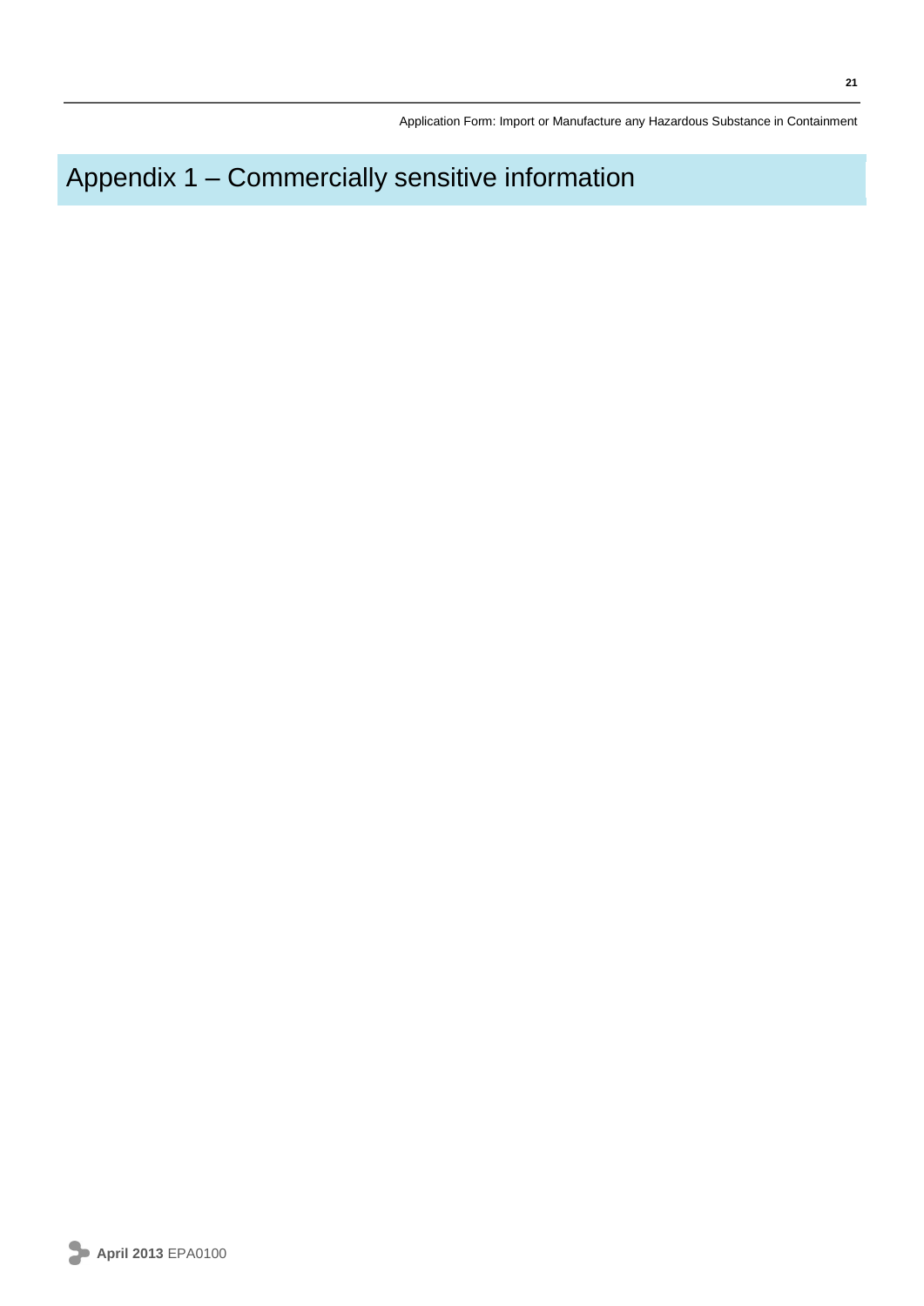# Appendix 1 – Commercially sensitive information